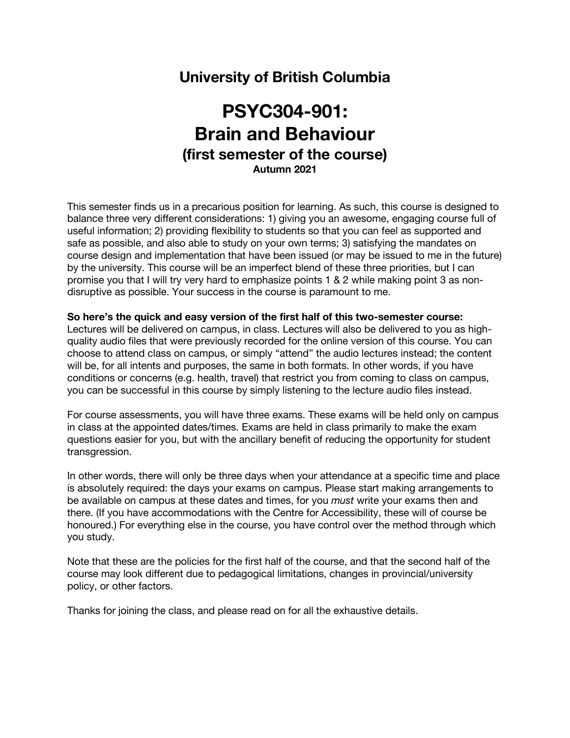## University of British Columbia

# PSYC304-901: Brain and Behaviour

### (first semester of the course)

**Autumn 2021**

This semester finds us in a precarious position for learning. As such, this course is designed to balance three very different considerations: 1) giving you an awesome, engaging course full of useful information; 2) providing flexibility to students so that you can feel as supported and safe as possible, and also able to study on your own terms; 3) satisfying the mandates on course design and implementation that have been issued (or may be issued to me in the future) by the university. This course will be an imperfect blend of these three priorities, but I can promise you that I will try very hard to emphasize points 1 & 2 while making point 3 as non-disruptive as possible. Your success in the course is paramount to me.

**So here's the quick and easy version of the first half of this two-semester course:** Lectures will be delivered on campus, in class. Lectures will also be delivered to you as high-quality audio files that were previously recorded for the online version of this course. You can choose to attend class on campus, or simply "attend" the audio lectures instead; the content will be, for all intents and purposes, the same in both formats. In other words, if you have conditions or concerns (e.g. health, travel) that restrict you from coming to class on campus, you can be successful in this course by simply listening to the lecture audio files instead.

For course assessments, you will have three exams. These exams will be held only on campus in class at the appointed dates/times. Exams are held in class primarily to make the exam questions easier for you, but with the ancillary benefit of reducing the opportunity for student transgression.

In other words, there will only be three days when your attendance at a specific time and place is absolutely required: the days your exams on campus. Please start making arrangements to be available on campus at these dates and times, for you *must* write your exams then and there. (If you have accommodations with the Centre for Accessibility, these will of course be honoured.) For everything else in the course, you have control over the method through which you study.

Note that these are the policies for the first half of the course, and that the second half of the course may look different due to pedagogical limitations, changes in provincial/university policy, or other factors.

Thanks for joining the class, and please read on for all the exhaustive details.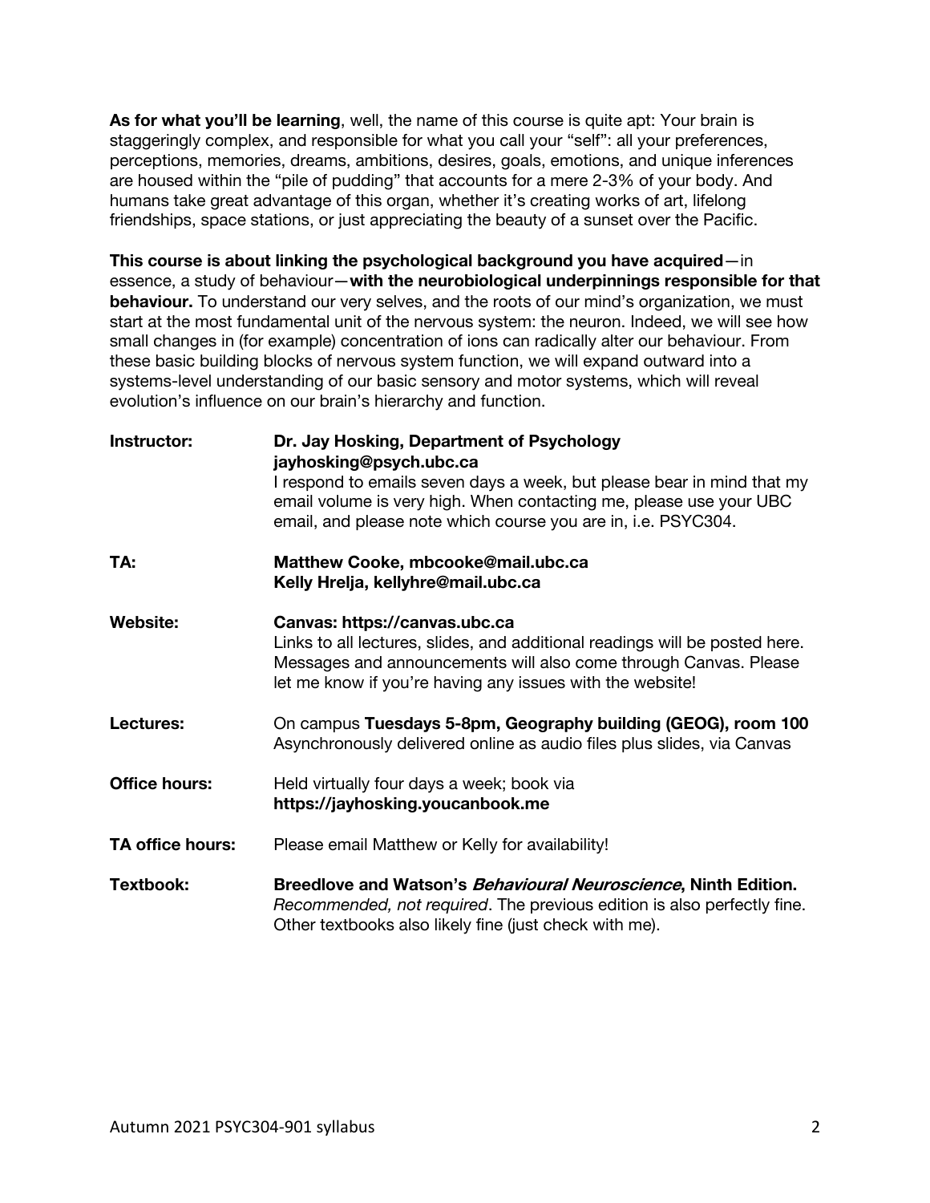**As for what you'll be learning**, well, the name of this course is quite apt: Your brain is staggeringly complex, and responsible for what you call your "self": all your preferences, perceptions, memories, dreams, ambitions, desires, goals, emotions, and unique inferences are housed within the "pile of pudding" that accounts for a mere 2-3% of your body. And humans take great advantage of this organ, whether it's creating works of art, lifelong friendships, space stations, or just appreciating the beauty of a sunset over the Pacific.

**This course is about linking the psychological background you have acquired**—in essence, a study of behaviour—**with the neurobiological underpinnings responsible for that behaviour.** To understand our very selves, and the roots of our mind's organization, we must start at the most fundamental unit of the nervous system: the neuron. Indeed, we will see how small changes in (for example) concentration of ions can radically alter our behaviour. From these basic building blocks of nervous system function, we will expand outward into a systems-level understanding of our basic sensory and motor systems, which will reveal evolution's influence on our brain's hierarchy and function.

| | |
|---|---|
| **Instructor:** | **Dr. Jay Hosking, Department of Psychology** <br> **jayhosking@psych.ubc.ca** <br> I respond to emails seven days a week, but please bear in mind that my email volume is very high. When contacting me, please use your UBC email, and please note which course you are in, i.e. PSYC304. |
| **TA:** | **Matthew Cooke, mbcooke@mail.ubc.ca** <br> **Kelly Hrelja, kellyhre@mail.ubc.ca** |
| **Website:** | **Canvas: https://canvas.ubc.ca** <br> Links to all lectures, slides, and additional readings will be posted here. Messages and announcements will also come through Canvas. Please let me know if you're having any issues with the website! |
| **Lectures:** | On campus **Tuesdays 5-8pm, Geography building (GEOG), room 100** <br> Asynchronously delivered online as audio files plus slides, via Canvas |
| **Office hours:** | Held virtually four days a week; book via **https://jayhosking.youcanbook.me** |
| **TA office hours:** | Please email Matthew or Kelly for availability! |
| **Textbook:** | **Breedlove and Watson's *Behavioural Neuroscience*, Ninth Edition.** *Recommended, not required*. The previous edition is also perfectly fine. Other textbooks also likely fine (just check with me). |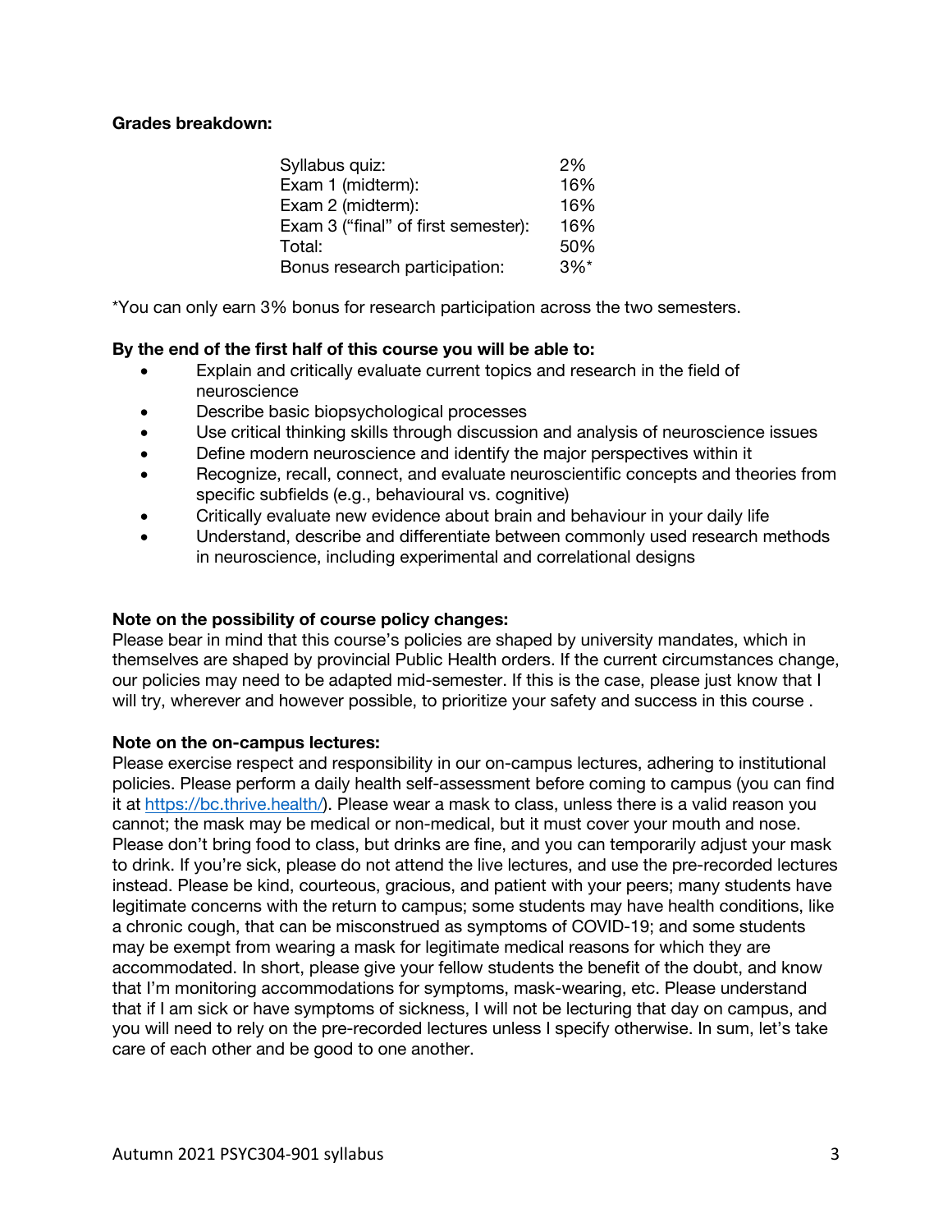**Grades breakdown:**

| | |
|---|---|
| Syllabus quiz: | 2% |
| Exam 1 (midterm): | 16% |
| Exam 2 (midterm): | 16% |
| Exam 3 ("final" of first semester): | 16% |
| Total: | 50% |
| Bonus research participation: | 3%* |

*You can only earn 3% bonus for research participation across the two semesters.

**By the end of the first half of this course you will be able to:**

- Explain and critically evaluate current topics and research in the field of neuroscience
- Describe basic biopsychological processes
- Use critical thinking skills through discussion and analysis of neuroscience issues
- Define modern neuroscience and identify the major perspectives within it
- Recognize, recall, connect, and evaluate neuroscientific concepts and theories from specific subfields (e.g., behavioural vs. cognitive)
- Critically evaluate new evidence about brain and behaviour in your daily life
- Understand, describe and differentiate between commonly used research methods in neuroscience, including experimental and correlational designs

**Note on the possibility of course policy changes:**
Please bear in mind that this course's policies are shaped by university mandates, which in themselves are shaped by provincial Public Health orders. If the current circumstances change, our policies may need to be adapted mid-semester. If this is the case, please just know that I will try, wherever and however possible, to prioritize your safety and success in this course .

**Note on the on-campus lectures:**
Please exercise respect and responsibility in our on-campus lectures, adhering to institutional policies. Please perform a daily health self-assessment before coming to campus (you can find it at [https://bc.thrive.health/](https://bc.thrive.health/)). Please wear a mask to class, unless there is a valid reason you cannot; the mask may be medical or non-medical, but it must cover your mouth and nose. Please don't bring food to class, but drinks are fine, and you can temporarily adjust your mask to drink. If you're sick, please do not attend the live lectures, and use the pre-recorded lectures instead. Please be kind, courteous, gracious, and patient with your peers; many students have legitimate concerns with the return to campus; some students may have health conditions, like a chronic cough, that can be misconstrued as symptoms of COVID-19; and some students may be exempt from wearing a mask for legitimate medical reasons for which they are accommodated. In short, please give your fellow students the benefit of the doubt, and know that I'm monitoring accommodations for symptoms, mask-wearing, etc. Please understand that if I am sick or have symptoms of sickness, I will not be lecturing that day on campus, and you will need to rely on the pre-recorded lectures unless I specify otherwise. In sum, let's take care of each other and be good to one another.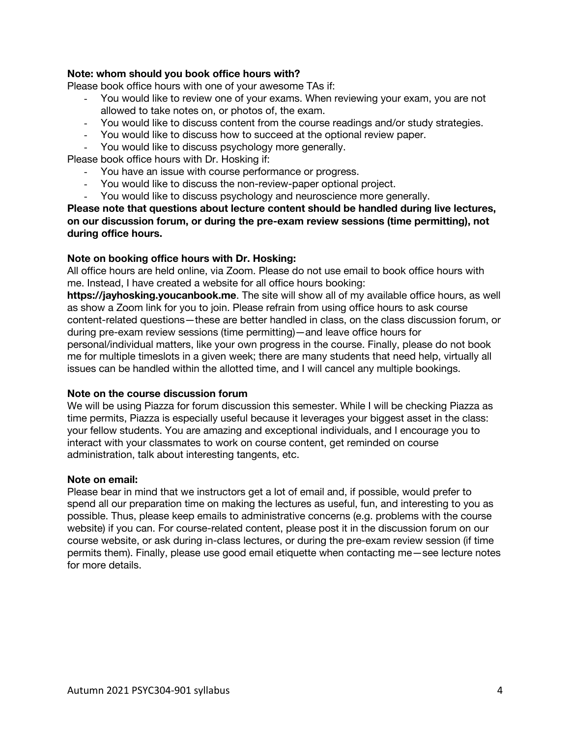**Note: whom should you book office hours with?**

Please book office hours with one of your awesome TAs if:

- You would like to review one of your exams. When reviewing your exam, you are not allowed to take notes on, or photos of, the exam.
- You would like to discuss content from the course readings and/or study strategies.
- You would like to discuss how to succeed at the optional review paper.
- You would like to discuss psychology more generally.

Please book office hours with Dr. Hosking if:

- You have an issue with course performance or progress.
- You would like to discuss the non-review-paper optional project.
- You would like to discuss psychology and neuroscience more generally.

**Please note that questions about lecture content should be handled during live lectures, on our discussion forum, or during the pre-exam review sessions (time permitting), not during office hours.**

**Note on booking office hours with Dr. Hosking:**

All office hours are held online, via Zoom. Please do not use email to book office hours with me. Instead, I have created a website for all office hours booking: **https://jayhosking.youcanbook.me**. The site will show all of my available office hours, as well as show a Zoom link for you to join. Please refrain from using office hours to ask course content-related questions—these are better handled in class, on the class discussion forum, or during pre-exam review sessions (time permitting)—and leave office hours for personal/individual matters, like your own progress in the course. Finally, please do not book me for multiple timeslots in a given week; there are many students that need help, virtually all issues can be handled within the allotted time, and I will cancel any multiple bookings.

**Note on the course discussion forum**

We will be using Piazza for forum discussion this semester. While I will be checking Piazza as time permits, Piazza is especially useful because it leverages your biggest asset in the class: your fellow students. You are amazing and exceptional individuals, and I encourage you to interact with your classmates to work on course content, get reminded on course administration, talk about interesting tangents, etc.

**Note on email:**

Please bear in mind that we instructors get a lot of email and, if possible, would prefer to spend all our preparation time on making the lectures as useful, fun, and interesting to you as possible. Thus, please keep emails to administrative concerns (e.g. problems with the course website) if you can. For course-related content, please post it in the discussion forum on our course website, or ask during in-class lectures, or during the pre-exam review session (if time permits them). Finally, please use good email etiquette when contacting me—see lecture notes for more details.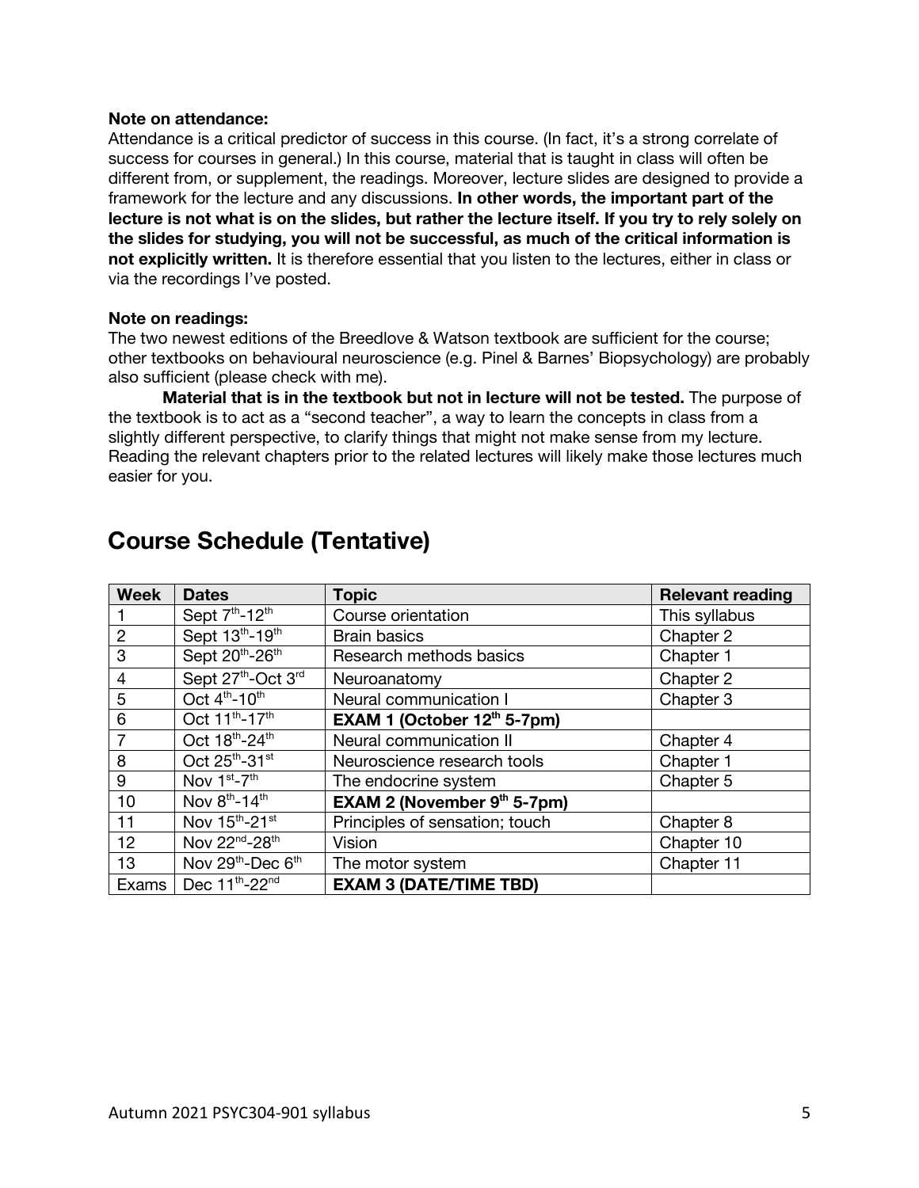**Note on attendance:**
Attendance is a critical predictor of success in this course. (In fact, it's a strong correlate of success for courses in general.) In this course, material that is taught in class will often be different from, or supplement, the readings. Moreover, lecture slides are designed to provide a framework for the lecture and any discussions. **In other words, the important part of the lecture is not what is on the slides, but rather the lecture itself. If you try to rely solely on the slides for studying, you will not be successful, as much of the critical information is not explicitly written.** It is therefore essential that you listen to the lectures, either in class or via the recordings I've posted.

**Note on readings:**
The two newest editions of the Breedlove & Watson textbook are sufficient for the course; other textbooks on behavioural neuroscience (e.g. Pinel & Barnes' Biopsychology) are probably also sufficient (please check with me).

**Material that is in the textbook but not in lecture will not be tested.** The purpose of the textbook is to act as a "second teacher", a way to learn the concepts in class from a slightly different perspective, to clarify things that might not make sense from my lecture. Reading the relevant chapters prior to the related lectures will likely make those lectures much easier for you.

## Course Schedule (Tentative)

| Week | Dates | Topic | Relevant reading |
|---|---|---|---|
| 1 | Sept 7th-12th | Course orientation | This syllabus |
| 2 | Sept 13th-19th | Brain basics | Chapter 2 |
| 3 | Sept 20th-26th | Research methods basics | Chapter 1 |
| 4 | Sept 27th-Oct 3rd | Neuroanatomy | Chapter 2 |
| 5 | Oct 4th-10th | Neural communication I | Chapter 3 |
| 6 | Oct 11th-17th | **EXAM 1 (October 12th 5-7pm)** | |
| 7 | Oct 18th-24th | Neural communication II | Chapter 4 |
| 8 | Oct 25th-31st | Neuroscience research tools | Chapter 1 |
| 9 | Nov 1st-7th | The endocrine system | Chapter 5 |
| 10 | Nov 8th-14th | **EXAM 2 (November 9th 5-7pm)** | |
| 11 | Nov 15th-21st | Principles of sensation; touch | Chapter 8 |
| 12 | Nov 22nd-28th | Vision | Chapter 10 |
| 13 | Nov 29th-Dec 6th | The motor system | Chapter 11 |
| Exams | Dec 11th-22nd | **EXAM 3 (DATE/TIME TBD)** | |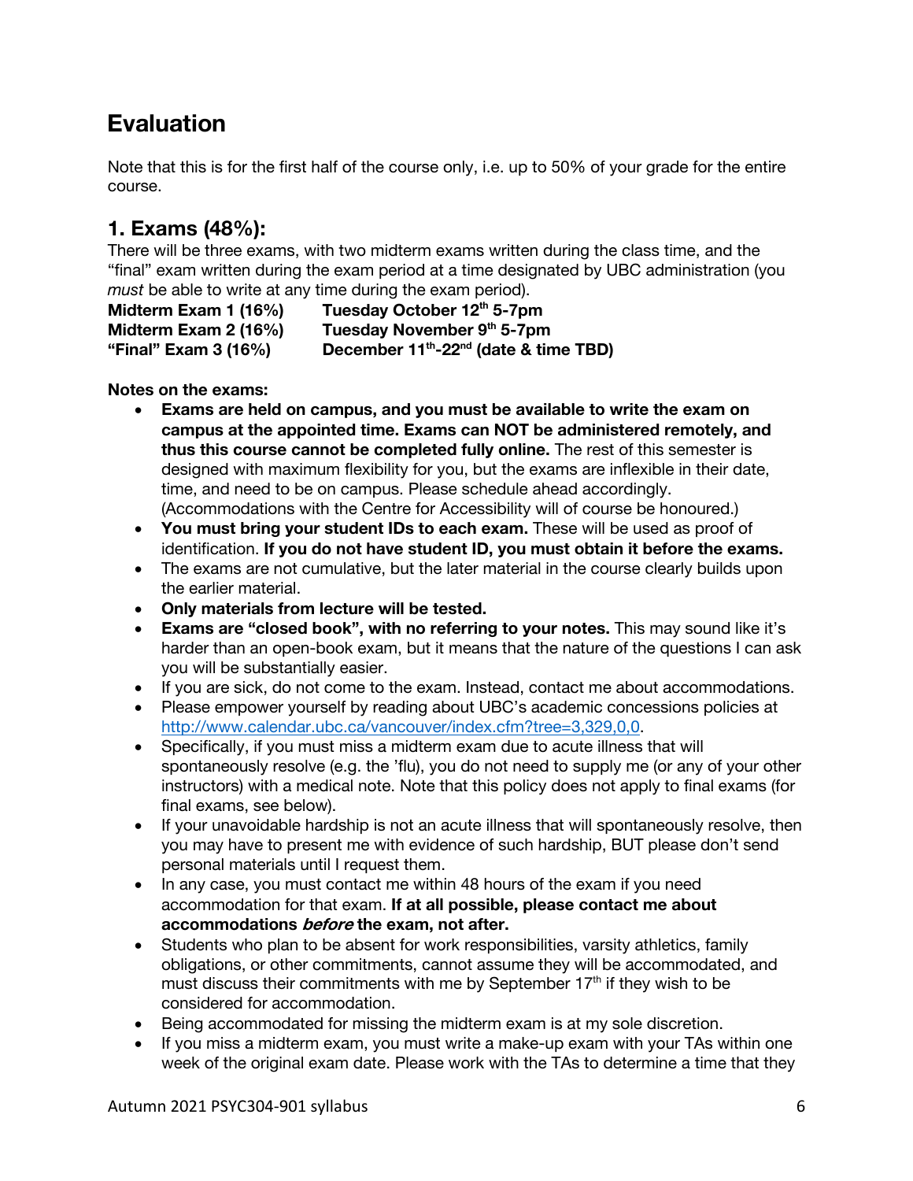# Evaluation

Note that this is for the first half of the course only, i.e. up to 50% of your grade for the entire course.

## 1. Exams (48%):

There will be three exams, with two midterm exams written during the class time, and the "final" exam written during the exam period at a time designated by UBC administration (you *must* be able to write at any time during the exam period).

| | |
|---|---|
| **Midterm Exam 1 (16%)** | **Tuesday October 12th 5-7pm** |
| **Midterm Exam 2 (16%)** | **Tuesday November 9th 5-7pm** |
| **"Final" Exam 3 (16%)** | **December 11th-22nd (date & time TBD)** |

**Notes on the exams:**

- **Exams are held on campus, and you must be available to write the exam on campus at the appointed time. Exams can NOT be administered remotely, and thus this course cannot be completed fully online.** The rest of this semester is designed with maximum flexibility for you, but the exams are inflexible in their date, time, and need to be on campus. Please schedule ahead accordingly. (Accommodations with the Centre for Accessibility will of course be honoured.)
- **You must bring your student IDs to each exam.** These will be used as proof of identification. **If you do not have student ID, you must obtain it before the exams.**
- The exams are not cumulative, but the later material in the course clearly builds upon the earlier material.
- **Only materials from lecture will be tested.**
- **Exams are "closed book", with no referring to your notes.** This may sound like it's harder than an open-book exam, but it means that the nature of the questions I can ask you will be substantially easier.
- If you are sick, do not come to the exam. Instead, contact me about accommodations.
- Please empower yourself by reading about UBC's academic concessions policies at http://www.calendar.ubc.ca/vancouver/index.cfm?tree=3,329,0,0.
- Specifically, if you must miss a midterm exam due to acute illness that will spontaneously resolve (e.g. the 'flu), you do not need to supply me (or any of your other instructors) with a medical note. Note that this policy does not apply to final exams (for final exams, see below).
- If your unavoidable hardship is not an acute illness that will spontaneously resolve, then you may have to present me with evidence of such hardship, BUT please don't send personal materials until I request them.
- In any case, you must contact me within 48 hours of the exam if you need accommodation for that exam. **If at all possible, please contact me about accommodations *before* the exam, not after.**
- Students who plan to be absent for work responsibilities, varsity athletics, family obligations, or other commitments, cannot assume they will be accommodated, and must discuss their commitments with me by September 17th if they wish to be considered for accommodation.
- Being accommodated for missing the midterm exam is at my sole discretion.
- If you miss a midterm exam, you must write a make-up exam with your TAs within one week of the original exam date. Please work with the TAs to determine a time that they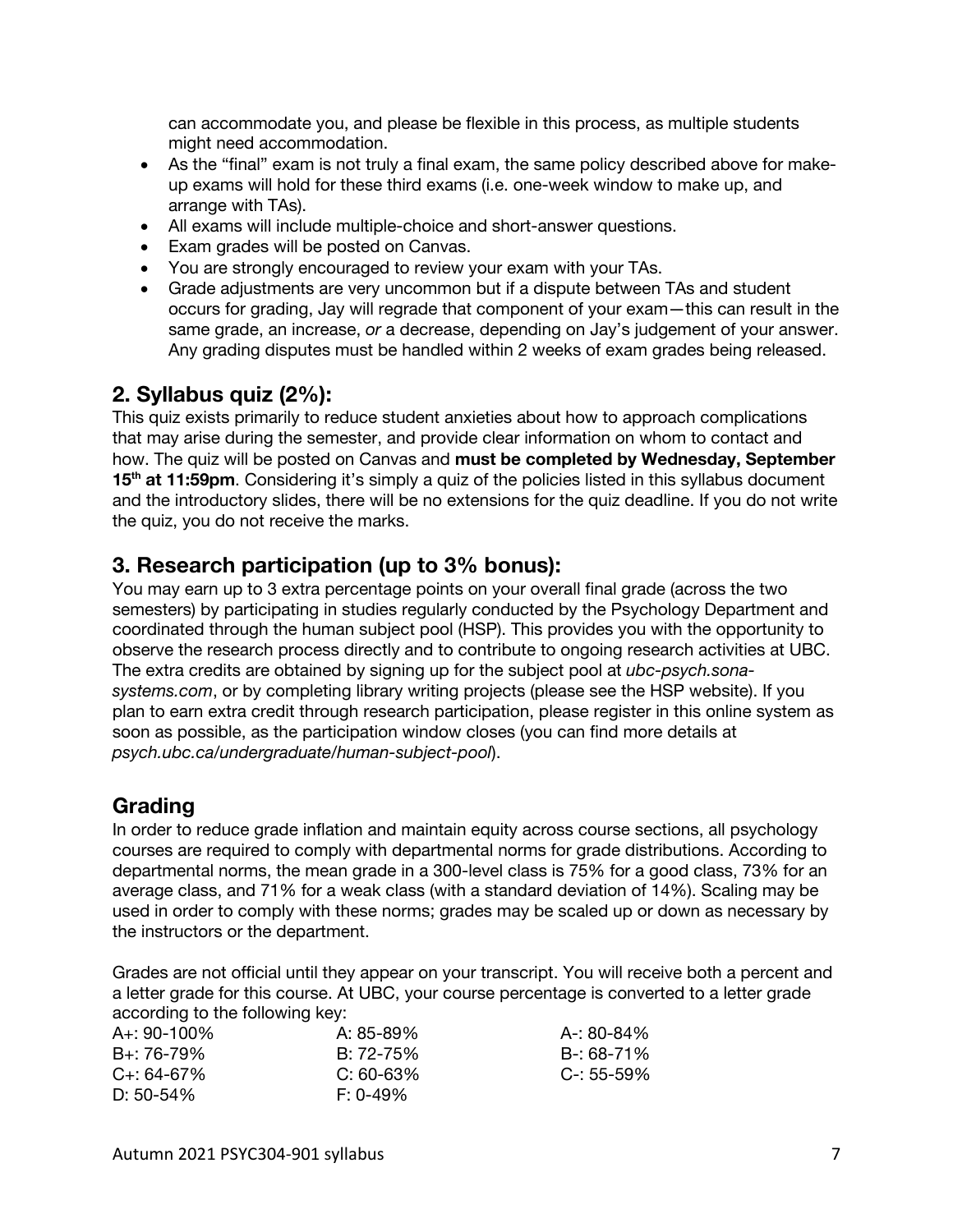can accommodate you, and please be flexible in this process, as multiple students might need accommodation.

- As the "final" exam is not truly a final exam, the same policy described above for make-up exams will hold for these third exams (i.e. one-week window to make up, and arrange with TAs).
- All exams will include multiple-choice and short-answer questions.
- Exam grades will be posted on Canvas.
- You are strongly encouraged to review your exam with your TAs.
- Grade adjustments are very uncommon but if a dispute between TAs and student occurs for grading, Jay will regrade that component of your exam—this can result in the same grade, an increase, *or* a decrease, depending on Jay's judgement of your answer. Any grading disputes must be handled within 2 weeks of exam grades being released.

## 2. Syllabus quiz (2%):

This quiz exists primarily to reduce student anxieties about how to approach complications that may arise during the semester, and provide clear information on whom to contact and how. The quiz will be posted on Canvas and **must be completed by Wednesday, September 15th at 11:59pm**. Considering it's simply a quiz of the policies listed in this syllabus document and the introductory slides, there will be no extensions for the quiz deadline. If you do not write the quiz, you do not receive the marks.

## 3. Research participation (up to 3% bonus):

You may earn up to 3 extra percentage points on your overall final grade (across the two semesters) by participating in studies regularly conducted by the Psychology Department and coordinated through the human subject pool (HSP). This provides you with the opportunity to observe the research process directly and to contribute to ongoing research activities at UBC. The extra credits are obtained by signing up for the subject pool at *ubc-psych.sona-systems.com*, or by completing library writing projects (please see the HSP website). If you plan to earn extra credit through research participation, please register in this online system as soon as possible, as the participation window closes (you can find more details at *psych.ubc.ca/undergraduate/human-subject-pool*).

## Grading

In order to reduce grade inflation and maintain equity across course sections, all psychology courses are required to comply with departmental norms for grade distributions. According to departmental norms, the mean grade in a 300-level class is 75% for a good class, 73% for an average class, and 71% for a weak class (with a standard deviation of 14%). Scaling may be used in order to comply with these norms; grades may be scaled up or down as necessary by the instructors or the department.

Grades are not official until they appear on your transcript. You will receive both a percent and a letter grade for this course. At UBC, your course percentage is converted to a letter grade according to the following key:

| | | |
|---|---|---|
| A+: 90-100% | A: 85-89% | A-: 80-84% |
| B+: 76-79% | B: 72-75% | B-: 68-71% |
| C+: 64-67% | C: 60-63% | C-: 55-59% |
| D: 50-54% | F: 0-49% | |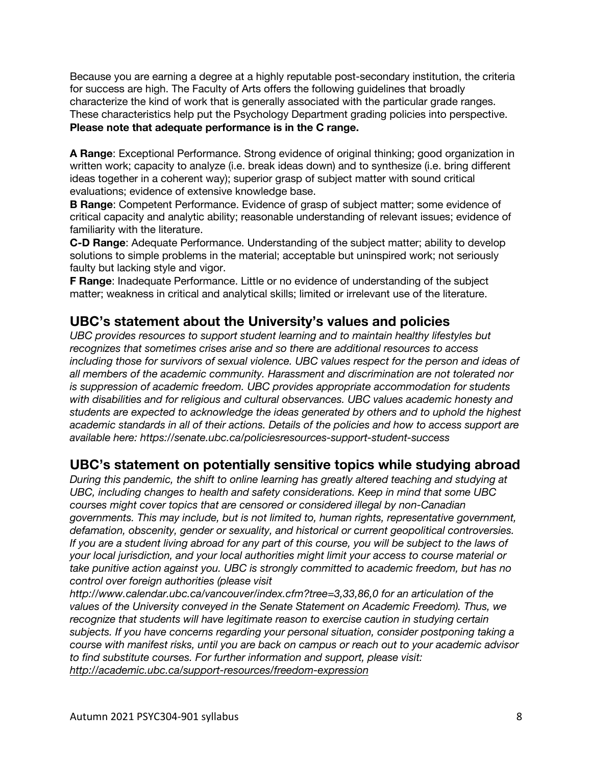Because you are earning a degree at a highly reputable post-secondary institution, the criteria for success are high. The Faculty of Arts offers the following guidelines that broadly characterize the kind of work that is generally associated with the particular grade ranges. These characteristics help put the Psychology Department grading policies into perspective. **Please note that adequate performance is in the C range.**

**A Range**: Exceptional Performance. Strong evidence of original thinking; good organization in written work; capacity to analyze (i.e. break ideas down) and to synthesize (i.e. bring different ideas together in a coherent way); superior grasp of subject matter with sound critical evaluations; evidence of extensive knowledge base.
**B Range**: Competent Performance. Evidence of grasp of subject matter; some evidence of critical capacity and analytic ability; reasonable understanding of relevant issues; evidence of familiarity with the literature.
**C-D Range**: Adequate Performance. Understanding of the subject matter; ability to develop solutions to simple problems in the material; acceptable but uninspired work; not seriously faulty but lacking style and vigor.
**F Range**: Inadequate Performance. Little or no evidence of understanding of the subject matter; weakness in critical and analytical skills; limited or irrelevant use of the literature.

## UBC's statement about the University's values and policies

*UBC provides resources to support student learning and to maintain healthy lifestyles but recognizes that sometimes crises arise and so there are additional resources to access including those for survivors of sexual violence. UBC values respect for the person and ideas of all members of the academic community. Harassment and discrimination are not tolerated nor is suppression of academic freedom. UBC provides appropriate accommodation for students with disabilities and for religious and cultural observances. UBC values academic honesty and students are expected to acknowledge the ideas generated by others and to uphold the highest academic standards in all of their actions. Details of the policies and how to access support are available here: https://senate.ubc.ca/policiesresources-support-student-success*

## UBC's statement on potentially sensitive topics while studying abroad

*During this pandemic, the shift to online learning has greatly altered teaching and studying at UBC, including changes to health and safety considerations. Keep in mind that some UBC courses might cover topics that are censored or considered illegal by non-Canadian governments. This may include, but is not limited to, human rights, representative government, defamation, obscenity, gender or sexuality, and historical or current geopolitical controversies. If you are a student living abroad for any part of this course, you will be subject to the laws of your local jurisdiction, and your local authorities might limit your access to course material or take punitive action against you. UBC is strongly committed to academic freedom, but has no control over foreign authorities (please visit http://www.calendar.ubc.ca/vancouver/index.cfm?tree=3,33,86,0 for an articulation of the values of the University conveyed in the Senate Statement on Academic Freedom). Thus, we recognize that students will have legitimate reason to exercise caution in studying certain subjects. If you have concerns regarding your personal situation, consider postponing taking a course with manifest risks, until you are back on campus or reach out to your academic advisor to find substitute courses. For further information and support, please visit: http://academic.ubc.ca/support-resources/freedom-expression*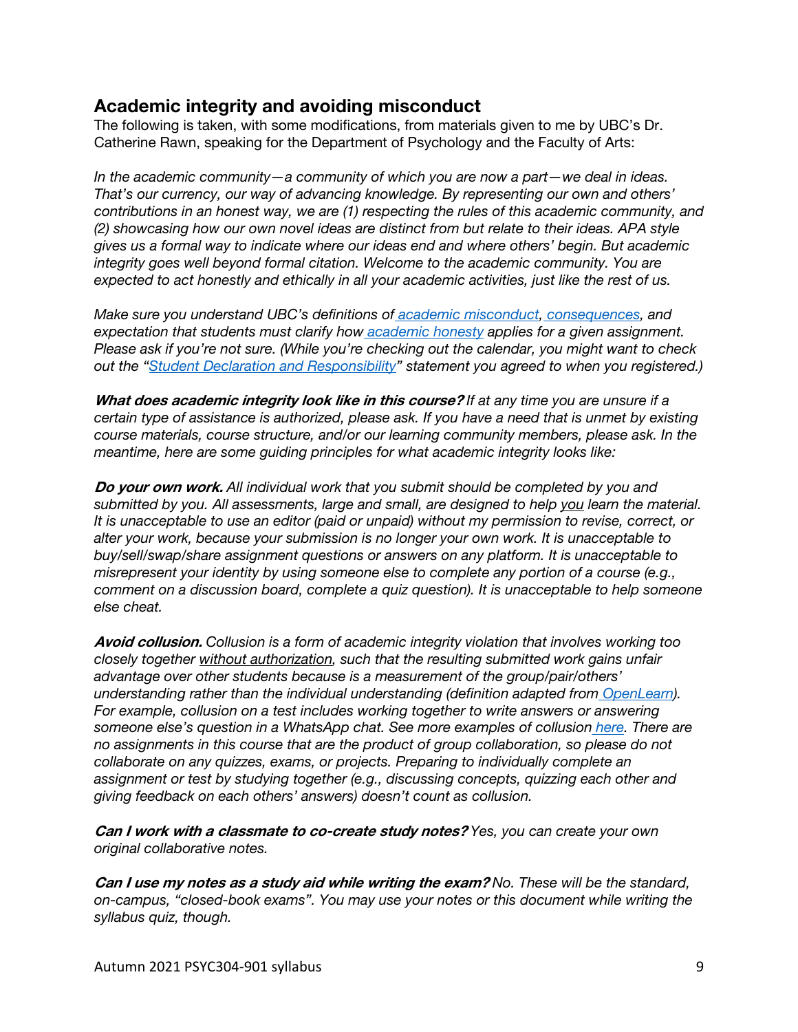## Academic integrity and avoiding misconduct

The following is taken, with some modifications, from materials given to me by UBC's Dr. Catherine Rawn, speaking for the Department of Psychology and the Faculty of Arts:

*In the academic community—a community of which you are now a part—we deal in ideas. That's our currency, our way of advancing knowledge. By representing our own and others' contributions in an honest way, we are (1) respecting the rules of this academic community, and (2) showcasing how our own novel ideas are distinct from but relate to their ideas. APA style gives us a formal way to indicate where our ideas end and where others' begin. But academic integrity goes well beyond formal citation. Welcome to the academic community. You are expected to act honestly and ethically in all your academic activities, just like the rest of us.*

*Make sure you understand UBC's definitions of academic misconduct, consequences, and expectation that students must clarify how academic honesty applies for a given assignment. Please ask if you're not sure. (While you're checking out the calendar, you might want to check out the "Student Declaration and Responsibility" statement you agreed to when you registered.)*

***What does academic integrity look like in this course?*** *If at any time you are unsure if a certain type of assistance is authorized, please ask. If you have a need that is unmet by existing course materials, course structure, and/or our learning community members, please ask. In the meantime, here are some guiding principles for what academic integrity looks like:*

***Do your own work.*** *All individual work that you submit should be completed by you and submitted by you. All assessments, large and small, are designed to help you learn the material. It is unacceptable to use an editor (paid or unpaid) without my permission to revise, correct, or alter your work, because your submission is no longer your own work. It is unacceptable to buy/sell/swap/share assignment questions or answers on any platform. It is unacceptable to misrepresent your identity by using someone else to complete any portion of a course (e.g., comment on a discussion board, complete a quiz question). It is unacceptable to help someone else cheat.*

***Avoid collusion.*** *Collusion is a form of academic integrity violation that involves working too closely together without authorization, such that the resulting submitted work gains unfair advantage over other students because is a measurement of the group/pair/others' understanding rather than the individual understanding (definition adapted from OpenLearn). For example, collusion on a test includes working together to write answers or answering someone else's question in a WhatsApp chat. See more examples of collusion here. There are no assignments in this course that are the product of group collaboration, so please do not collaborate on any quizzes, exams, or projects. Preparing to individually complete an assignment or test by studying together (e.g., discussing concepts, quizzing each other and giving feedback on each others' answers) doesn't count as collusion.*

***Can I work with a classmate to co-create study notes?*** *Yes, you can create your own original collaborative notes.*

***Can I use my notes as a study aid while writing the exam?*** *No. These will be the standard, on-campus, "closed-book exams". You may use your notes or this document while writing the syllabus quiz, though.*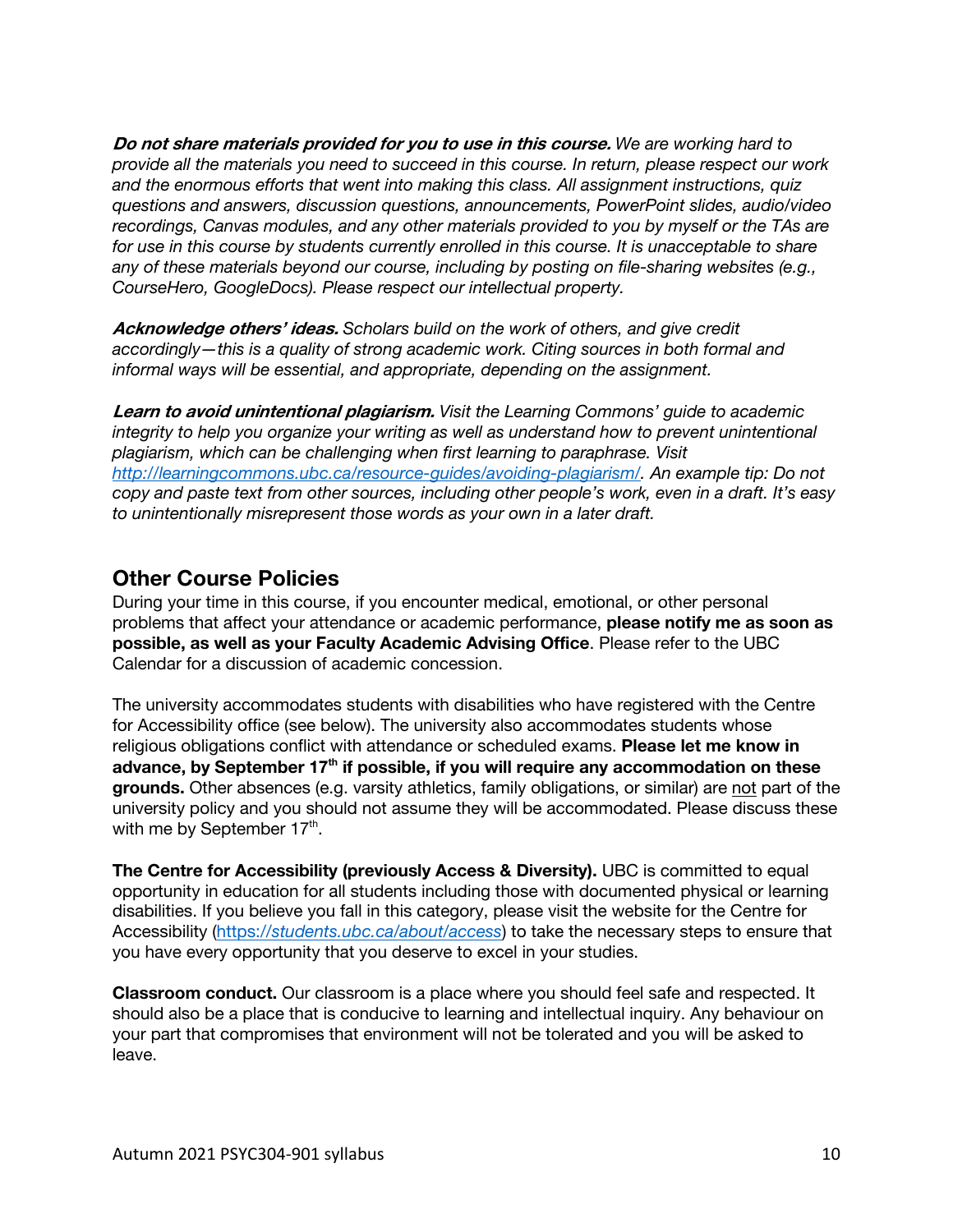***Do not share materials provided for you to use in this course.*** *We are working hard to provide all the materials you need to succeed in this course. In return, please respect our work and the enormous efforts that went into making this class. All assignment instructions, quiz questions and answers, discussion questions, announcements, PowerPoint slides, audio/video recordings, Canvas modules, and any other materials provided to you by myself or the TAs are for use in this course by students currently enrolled in this course. It is unacceptable to share any of these materials beyond our course, including by posting on file-sharing websites (e.g., CourseHero, GoogleDocs). Please respect our intellectual property.*

***Acknowledge others' ideas.*** *Scholars build on the work of others, and give credit accordingly—this is a quality of strong academic work. Citing sources in both formal and informal ways will be essential, and appropriate, depending on the assignment.*

***Learn to avoid unintentional plagiarism.*** *Visit the Learning Commons' guide to academic integrity to help you organize your writing as well as understand how to prevent unintentional plagiarism, which can be challenging when first learning to paraphrase. Visit [http://learningcommons.ubc.ca/resource-guides/avoiding-plagiarism/](http://learningcommons.ubc.ca/resource-guides/avoiding-plagiarism/). An example tip: Do not copy and paste text from other sources, including other people's work, even in a draft. It's easy to unintentionally misrepresent those words as your own in a later draft.*

## Other Course Policies

During your time in this course, if you encounter medical, emotional, or other personal problems that affect your attendance or academic performance, **please notify me as soon as possible, as well as your Faculty Academic Advising Office**. Please refer to the UBC Calendar for a discussion of academic concession.

The university accommodates students with disabilities who have registered with the Centre for Accessibility office (see below). The university also accommodates students whose religious obligations conflict with attendance or scheduled exams. **Please let me know in advance, by September 17th if possible, if you will require any accommodation on these grounds.** Other absences (e.g. varsity athletics, family obligations, or similar) are not part of the university policy and you should not assume they will be accommodated. Please discuss these with me by September 17th.

**The Centre for Accessibility (previously Access & Diversity).** UBC is committed to equal opportunity in education for all students including those with documented physical or learning disabilities. If you believe you fall in this category, please visit the website for the Centre for Accessibility ([https://students.ubc.ca/about/access](https://students.ubc.ca/about/access)) to take the necessary steps to ensure that you have every opportunity that you deserve to excel in your studies.

**Classroom conduct.** Our classroom is a place where you should feel safe and respected. It should also be a place that is conducive to learning and intellectual inquiry. Any behaviour on your part that compromises that environment will not be tolerated and you will be asked to leave.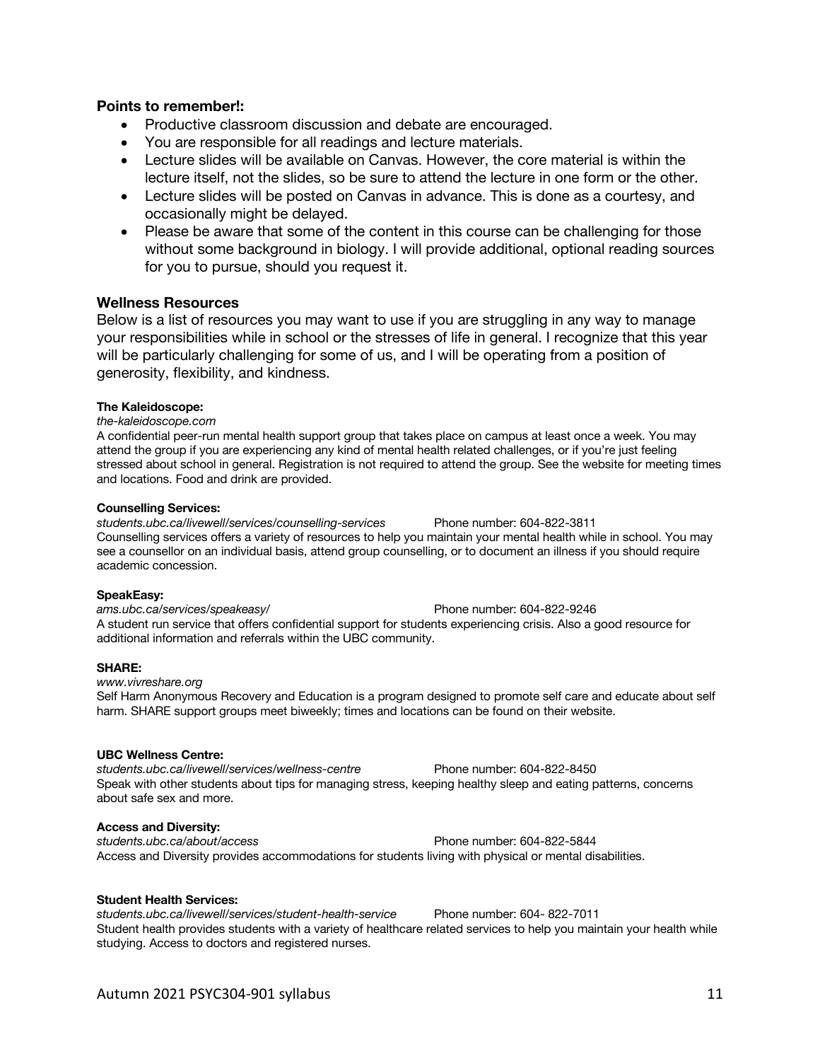### Points to remember!:

- Productive classroom discussion and debate are encouraged.
- You are responsible for all readings and lecture materials.
- Lecture slides will be available on Canvas. However, the core material is within the lecture itself, not the slides, so be sure to attend the lecture in one form or the other.
- Lecture slides will be posted on Canvas in advance. This is done as a courtesy, and occasionally might be delayed.
- Please be aware that some of the content in this course can be challenging for those without some background in biology. I will provide additional, optional reading sources for you to pursue, should you request it.

### Wellness Resources

Below is a list of resources you may want to use if you are struggling in any way to manage your responsibilities while in school or the stresses of life in general. I recognize that this year will be particularly challenging for some of us, and I will be operating from a position of generosity, flexibility, and kindness.

**The Kaleidoscope:**
*the-kaleidoscope.com*
A confidential peer-run mental health support group that takes place on campus at least once a week. You may attend the group if you are experiencing any kind of mental health related challenges, or if you're just feeling stressed about school in general. Registration is not required to attend the group. See the website for meeting times and locations. Food and drink are provided.

**Counselling Services:**
*students.ubc.ca/livewell/services/counselling-services* Phone number: 604-822-3811
Counselling services offers a variety of resources to help you maintain your mental health while in school. You may see a counsellor on an individual basis, attend group counselling, or to document an illness if you should require academic concession.

**SpeakEasy:**
*ams.ubc.ca/services/speakeasy/* Phone number: 604-822-9246
A student run service that offers confidential support for students experiencing crisis. Also a good resource for additional information and referrals within the UBC community.

**SHARE:**
*www.vivreshare.org*
Self Harm Anonymous Recovery and Education is a program designed to promote self care and educate about self harm. SHARE support groups meet biweekly; times and locations can be found on their website.

**UBC Wellness Centre:**
*students.ubc.ca/livewell/services/wellness-centre* Phone number: 604-822-8450
Speak with other students about tips for managing stress, keeping healthy sleep and eating patterns, concerns about safe sex and more.

**Access and Diversity:**
*students.ubc.ca/about/access* Phone number: 604-822-5844
Access and Diversity provides accommodations for students living with physical or mental disabilities.

**Student Health Services:**
*students.ubc.ca/livewell/services/student-health-service* Phone number: 604- 822-7011
Student health provides students with a variety of healthcare related services to help you maintain your health while studying. Access to doctors and registered nurses.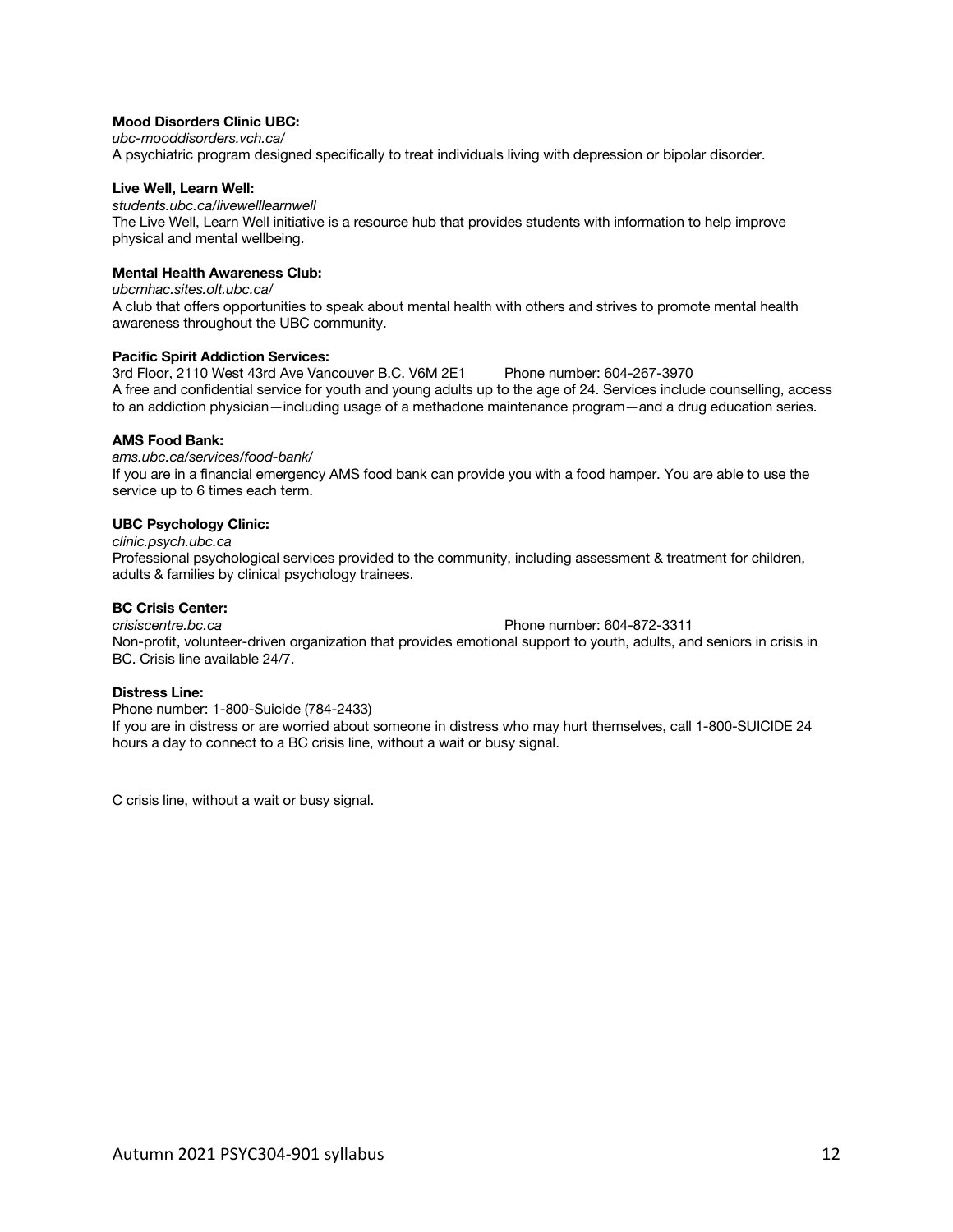**Mood Disorders Clinic UBC:**
*ubc-mooddisorders.vch.ca/*
A psychiatric program designed specifically to treat individuals living with depression or bipolar disorder.

**Live Well, Learn Well:**
*students.ubc.ca/livewelllearnwell*
The Live Well, Learn Well initiative is a resource hub that provides students with information to help improve physical and mental wellbeing.

**Mental Health Awareness Club:**
*ubcmhac.sites.olt.ubc.ca/*
A club that offers opportunities to speak about mental health with others and strives to promote mental health awareness throughout the UBC community.

**Pacific Spirit Addiction Services:**
3rd Floor, 2110 West 43rd Ave Vancouver B.C. V6M 2E1 Phone number: 604-267-3970
A free and confidential service for youth and young adults up to the age of 24. Services include counselling, access to an addiction physician—including usage of a methadone maintenance program—and a drug education series.

**AMS Food Bank:**
*ams.ubc.ca/services/food-bank/*
If you are in a financial emergency AMS food bank can provide you with a food hamper. You are able to use the service up to 6 times each term.

**UBC Psychology Clinic:**
*clinic.psych.ubc.ca*
Professional psychological services provided to the community, including assessment & treatment for children, adults & families by clinical psychology trainees.

**BC Crisis Center:**
*crisiscentre.bc.ca* Phone number: 604-872-3311
Non-profit, volunteer-driven organization that provides emotional support to youth, adults, and seniors in crisis in BC. Crisis line available 24/7.

**Distress Line:**
Phone number: 1-800-Suicide (784-2433)
If you are in distress or are worried about someone in distress who may hurt themselves, call 1-800-SUICIDE 24 hours a day to connect to a BC crisis line, without a wait or busy signal.

C crisis line, without a wait or busy signal.